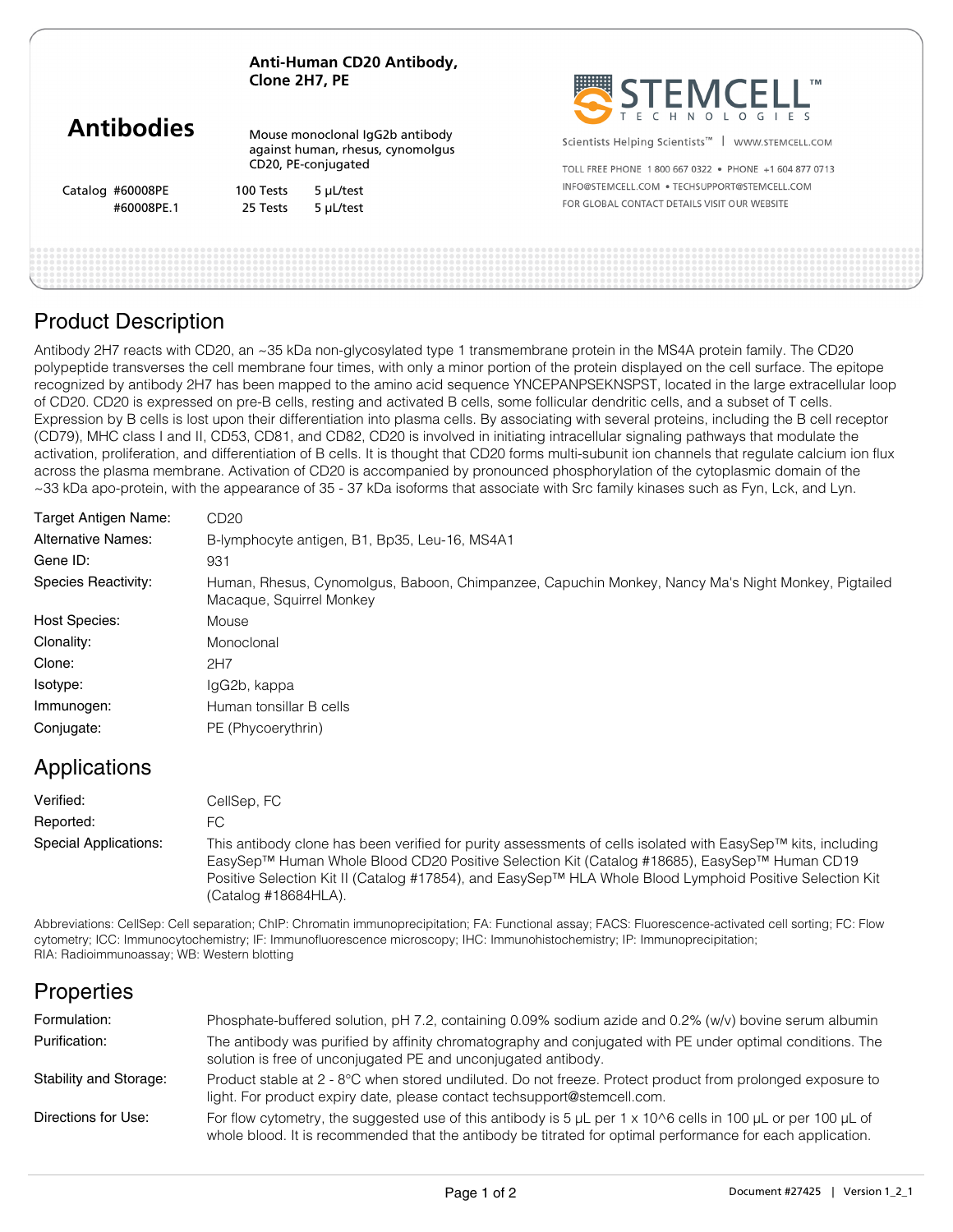# Anti-Human CD20 Antibody, Clone 2H7, PE

## Antibodies

Mouse monoclonal IgG2b antibody against human, rhesus, cynomolgus CD20, PE-conjugated

| Catalog | | | |
|---|---|---|---|
| #60008PE | 100 Tests | 5 µL/test |
| #60008PE.1 | 25 Tests | 5 µL/test |

STEMCELL™ TECHNOLOGIES

Scientists Helping Scientists™ | WWW.STEMCELL.COM

TOLL FREE PHONE 1 800 667 0322 • PHONE +1 604 877 0713
INFO@STEMCELL.COM • TECHSUPPORT@STEMCELL.COM
FOR GLOBAL CONTACT DETAILS VISIT OUR WEBSITE

## Product Description

Antibody 2H7 reacts with CD20, an ~35 kDa non-glycosylated type 1 transmembrane protein in the MS4A protein family. The CD20 polypeptide transverses the cell membrane four times, with only a minor portion of the protein displayed on the cell surface. The epitope recognized by antibody 2H7 has been mapped to the amino acid sequence YNCEPANPSEKNSPST, located in the large extracellular loop of CD20. CD20 is expressed on pre-B cells, resting and activated B cells, some follicular dendritic cells, and a subset of T cells. Expression by B cells is lost upon their differentiation into plasma cells. By associating with several proteins, including the B cell receptor (CD79), MHC class I and II, CD53, CD81, and CD82, CD20 is involved in initiating intracellular signaling pathways that modulate the activation, proliferation, and differentiation of B cells. It is thought that CD20 forms multi-subunit ion channels that regulate calcium ion flux across the plasma membrane. Activation of CD20 is accompanied by pronounced phosphorylation of the cytoplasmic domain of the ~33 kDa apo-protein, with the appearance of 35 - 37 kDa isoforms that associate with Src family kinases such as Fyn, Lck, and Lyn.

| | |
|---|---|
| Target Antigen Name: | CD20 |
| Alternative Names: | B-lymphocyte antigen, B1, Bp35, Leu-16, MS4A1 |
| Gene ID: | 931 |
| Species Reactivity: | Human, Rhesus, Cynomolgus, Baboon, Chimpanzee, Capuchin Monkey, Nancy Ma's Night Monkey, Pigtailed Macaque, Squirrel Monkey |
| Host Species: | Mouse |
| Clonality: | Monoclonal |
| Clone: | 2H7 |
| Isotype: | IgG2b, kappa |
| Immunogen: | Human tonsillar B cells |
| Conjugate: | PE (Phycoerythrin) |

## Applications

| | |
|---|---|
| Verified: | CellSep, FC |
| Reported: | FC |
| Special Applications: | This antibody clone has been verified for purity assessments of cells isolated with EasySep™ kits, including EasySep™ Human Whole Blood CD20 Positive Selection Kit (Catalog #18685), EasySep™ Human CD19 Positive Selection Kit II (Catalog #17854), and EasySep™ HLA Whole Blood Lymphoid Positive Selection Kit (Catalog #18684HLA). |

Abbreviations: CellSep: Cell separation; ChIP: Chromatin immunoprecipitation; FA: Functional assay; FACS: Fluorescence-activated cell sorting; FC: Flow cytometry; ICC: Immunocytochemistry; IF: Immunofluorescence microscopy; IHC: Immunohistochemistry; IP: Immunoprecipitation; RIA: Radioimmunoassay; WB: Western blotting

## Properties

| | |
|---|---|
| Formulation: | Phosphate-buffered solution, pH 7.2, containing 0.09% sodium azide and 0.2% (w/v) bovine serum albumin |
| Purification: | The antibody was purified by affinity chromatography and conjugated with PE under optimal conditions. The solution is free of unconjugated PE and unconjugated antibody. |
| Stability and Storage: | Product stable at 2 - 8°C when stored undiluted. Do not freeze. Protect product from prolonged exposure to light. For product expiry date, please contact techsupport@stemcell.com. |
| Directions for Use: | For flow cytometry, the suggested use of this antibody is 5 µL per 1 x 10^6 cells in 100 µL or per 100 µL of whole blood. It is recommended that the antibody be titrated for optimal performance for each application. |

Document #27425 | Version 1_2_1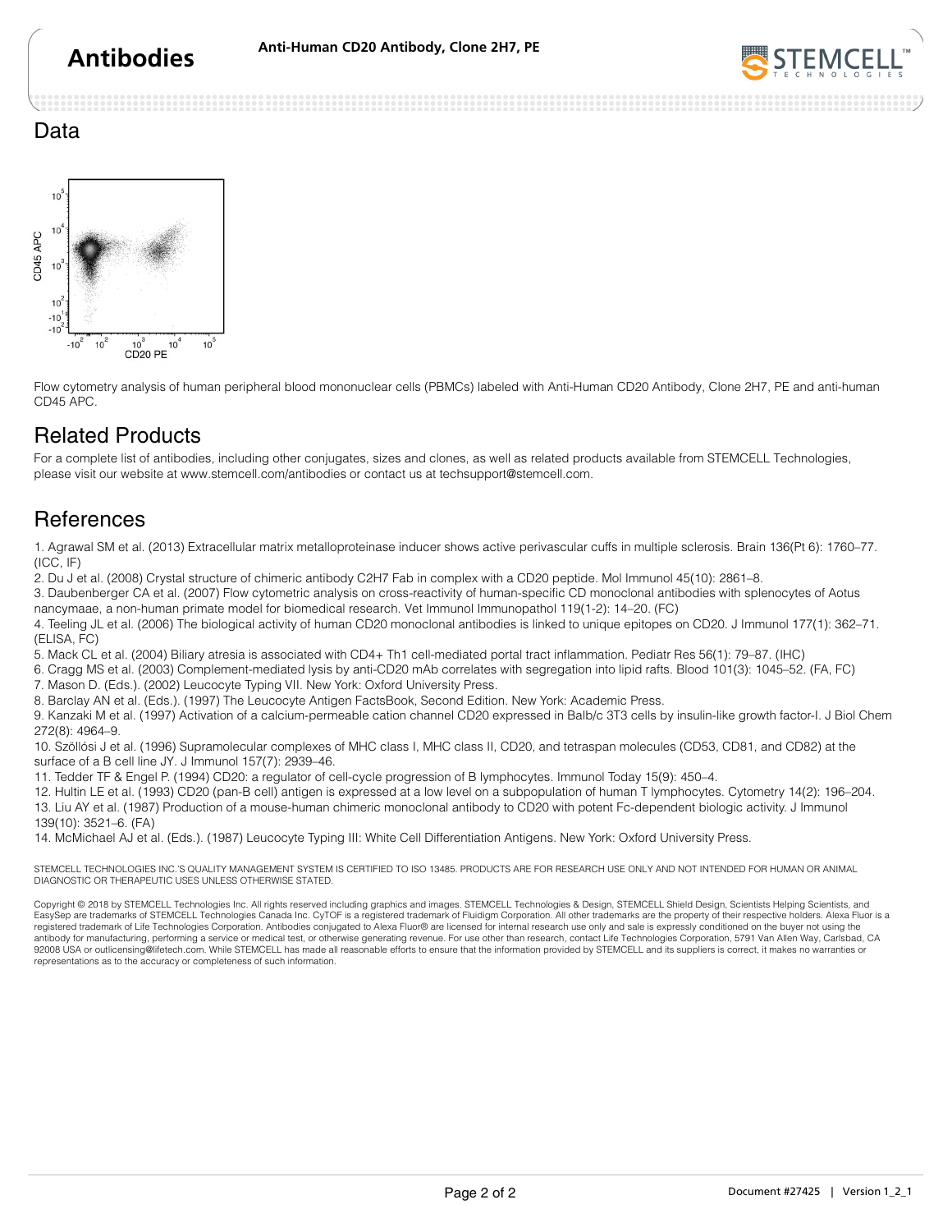## Data

CD45 APC

CD20 PE

Flow cytometry analysis of human peripheral blood mononuclear cells (PBMCs) labeled with Anti-Human CD20 Antibody, Clone 2H7, PE and anti-human CD45 APC.

## Related Products

For a complete list of antibodies, including other conjugates, sizes and clones, as well as related products available from STEMCELL Technologies, please visit our website at www.stemcell.com/antibodies or contact us at techsupport@stemcell.com.

## References

1. Agrawal SM et al. (2013) Extracellular matrix metalloproteinase inducer shows active perivascular cuffs in multiple sclerosis. Brain 136(Pt 6): 1760–77. (ICC, IF)
2. Du J et al. (2008) Crystal structure of chimeric antibody C2H7 Fab in complex with a CD20 peptide. Mol Immunol 45(10): 2861–8.
3. Daubenberger CA et al. (2007) Flow cytometric analysis on cross-reactivity of human-specific CD monoclonal antibodies with splenocytes of Aotus nancymaae, a non-human primate model for biomedical research. Vet Immunol Immunopathol 119(1-2): 14–20. (FC)
4. Teeling JL et al. (2006) The biological activity of human CD20 monoclonal antibodies is linked to unique epitopes on CD20. J Immunol 177(1): 362–71. (ELISA, FC)
5. Mack CL et al. (2004) Biliary atresia is associated with CD4+ Th1 cell-mediated portal tract inflammation. Pediatr Res 56(1): 79–87. (IHC)
6. Cragg MS et al. (2003) Complement-mediated lysis by anti-CD20 mAb correlates with segregation into lipid rafts. Blood 101(3): 1045–52. (FA, FC)
7. Mason D. (Eds.). (2002) Leucocyte Typing VII. New York: Oxford University Press.
8. Barclay AN et al. (Eds.). (1997) The Leucocyte Antigen FactsBook, Second Edition. New York: Academic Press.
9. Kanzaki M et al. (1997) Activation of a calcium-permeable cation channel CD20 expressed in Balb/c 3T3 cells by insulin-like growth factor-I. J Biol Chem 272(8): 4964–9.
10. Szöllósi J et al. (1996) Supramolecular complexes of MHC class I, MHC class II, CD20, and tetraspan molecules (CD53, CD81, and CD82) at the surface of a B cell line JY. J Immunol 157(7): 2939–46.
11. Tedder TF & Engel P. (1994) CD20: a regulator of cell-cycle progression of B lymphocytes. Immunol Today 15(9): 450–4.
12. Hultin LE et al. (1993) CD20 (pan-B cell) antigen is expressed at a low level on a subpopulation of human T lymphocytes. Cytometry 14(2): 196–204.
13. Liu AY et al. (1987) Production of a mouse-human chimeric monoclonal antibody to CD20 with potent Fc-dependent biologic activity. J Immunol 139(10): 3521–6. (FA)
14. McMichael AJ et al. (Eds.). (1987) Leucocyte Typing III: White Cell Differentiation Antigens. New York: Oxford University Press.

STEMCELL TECHNOLOGIES INC.'S QUALITY MANAGEMENT SYSTEM IS CERTIFIED TO ISO 13485. PRODUCTS ARE FOR RESEARCH USE ONLY AND NOT INTENDED FOR HUMAN OR ANIMAL DIAGNOSTIC OR THERAPEUTIC USES UNLESS OTHERWISE STATED.

Copyright © 2018 by STEMCELL Technologies Inc. All rights reserved including graphics and images. STEMCELL Technologies & Design, STEMCELL Shield Design, Scientists Helping Scientists, and EasySep are trademarks of STEMCELL Technologies Canada Inc. CyTOF is a registered trademark of Fluidigm Corporation. All other trademarks are the property of their respective holders. Alexa Fluor is a registered trademark of Life Technologies Corporation. Antibodies conjugated to Alexa Fluor® are licensed for internal research use only and sale is expressly conditioned on the buyer not using the antibody for manufacturing, performing a service or medical test, or otherwise generating revenue. For use other than research, contact Life Technologies Corporation, 5791 Van Allen Way, Carlsbad, CA 92008 USA or outlicensing@lifetech.com. While STEMCELL has made all reasonable efforts to ensure that the information provided by STEMCELL and its suppliers is correct, it makes no warranties or representations as to the accuracy or completeness of such information.

Document #27425 | Version 1_2_1